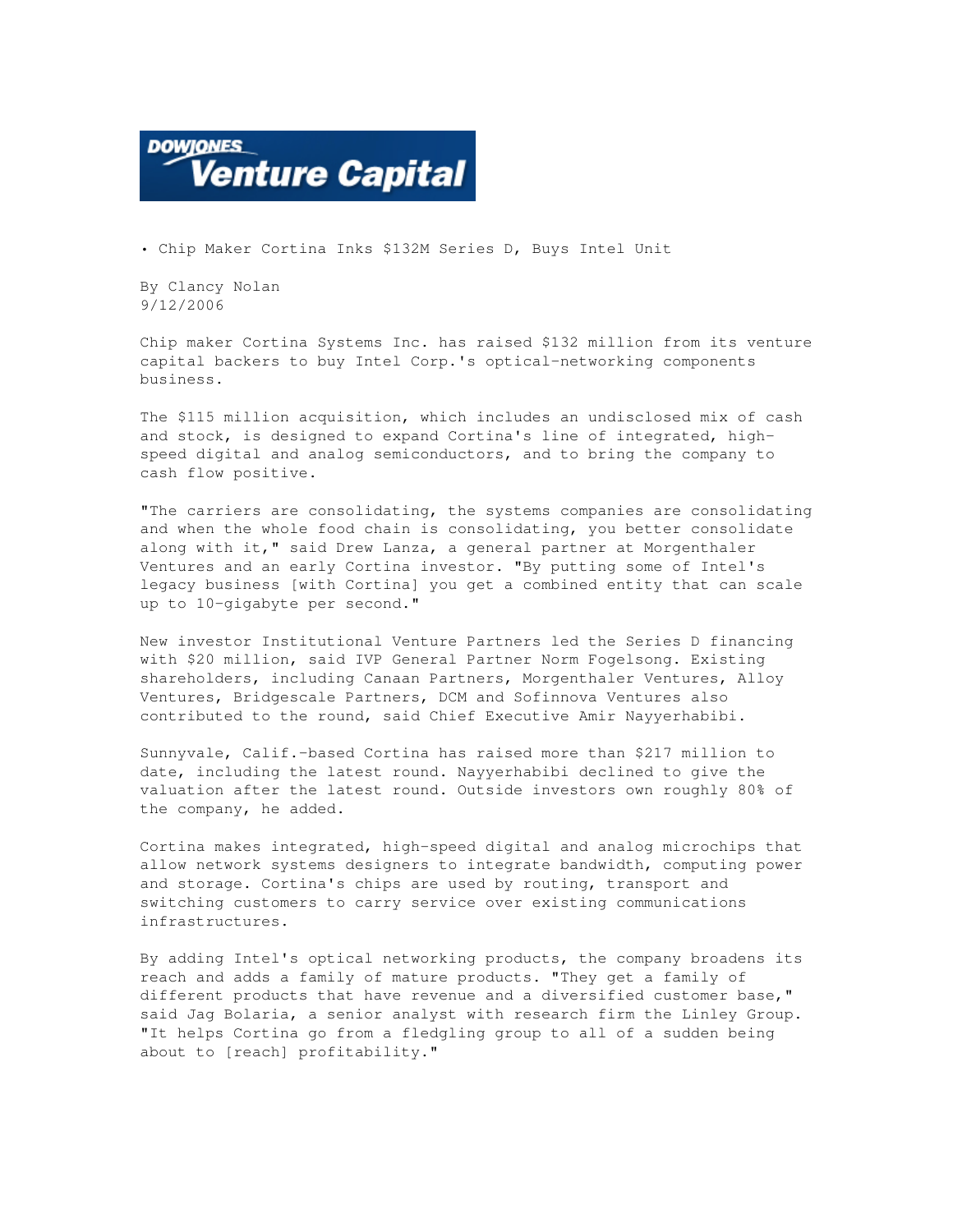**DOW JONES Venture Capital**

• Chip Maker Cortina Inks $132M Series D, Buys Intel Unit

By Clancy Nolan
9/12/2006

Chip maker Cortina Systems Inc. has raised $132 million from its venture capital backers to buy Intel Corp.'s optical-networking components business.

The $115 million acquisition, which includes an undisclosed mix of cash and stock, is designed to expand Cortina's line of integrated, high-speed digital and analog semiconductors, and to bring the company to cash flow positive.

"The carriers are consolidating, the systems companies are consolidating and when the whole food chain is consolidating, you better consolidate along with it," said Drew Lanza, a general partner at Morgenthaler Ventures and an early Cortina investor. "By putting some of Intel's legacy business [with Cortina] you get a combined entity that can scale up to 10-gigabyte per second."

New investor Institutional Venture Partners led the Series D financing with $20 million, said IVP General Partner Norm Fogelsong. Existing shareholders, including Canaan Partners, Morgenthaler Ventures, Alloy Ventures, Bridgescale Partners, DCM and Sofinnova Ventures also contributed to the round, said Chief Executive Amir Nayyerhabibi.

Sunnyvale, Calif.-based Cortina has raised more than $217 million to date, including the latest round. Nayyerhabibi declined to give the valuation after the latest round. Outside investors own roughly 80% of the company, he added.

Cortina makes integrated, high-speed digital and analog microchips that allow network systems designers to integrate bandwidth, computing power and storage. Cortina's chips are used by routing, transport and switching customers to carry service over existing communications infrastructures.

By adding Intel's optical networking products, the company broadens its reach and adds a family of mature products. "They get a family of different products that have revenue and a diversified customer base," said Jag Bolaria, a senior analyst with research firm the Linley Group. "It helps Cortina go from a fledgling group to all of a sudden being about to [reach] profitability."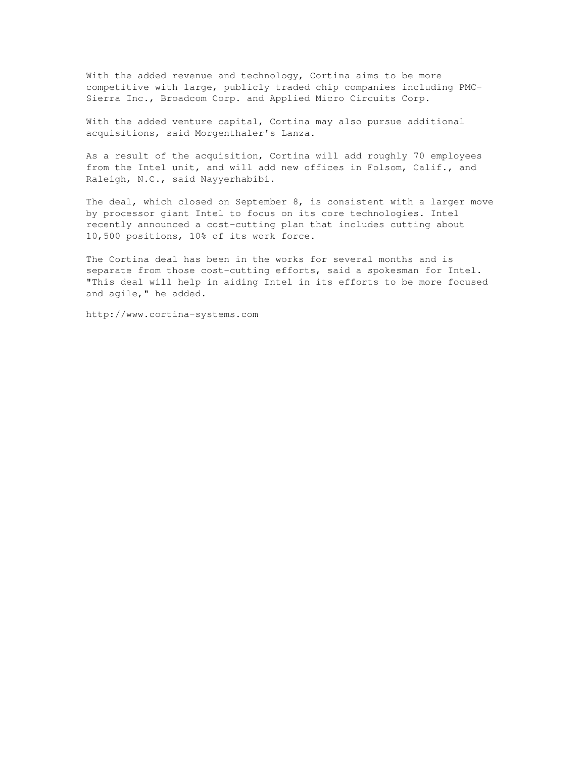With the added revenue and technology, Cortina aims to be more competitive with large, publicly traded chip companies including PMC-Sierra Inc., Broadcom Corp. and Applied Micro Circuits Corp.

With the added venture capital, Cortina may also pursue additional acquisitions, said Morgenthaler's Lanza.

As a result of the acquisition, Cortina will add roughly 70 employees from the Intel unit, and will add new offices in Folsom, Calif., and Raleigh, N.C., said Nayyerhabibi.

The deal, which closed on September 8, is consistent with a larger move by processor giant Intel to focus on its core technologies. Intel recently announced a cost-cutting plan that includes cutting about 10,500 positions, 10% of its work force.

The Cortina deal has been in the works for several months and is separate from those cost-cutting efforts, said a spokesman for Intel. "This deal will help in aiding Intel in its efforts to be more focused and agile," he added.

http://www.cortina-systems.com